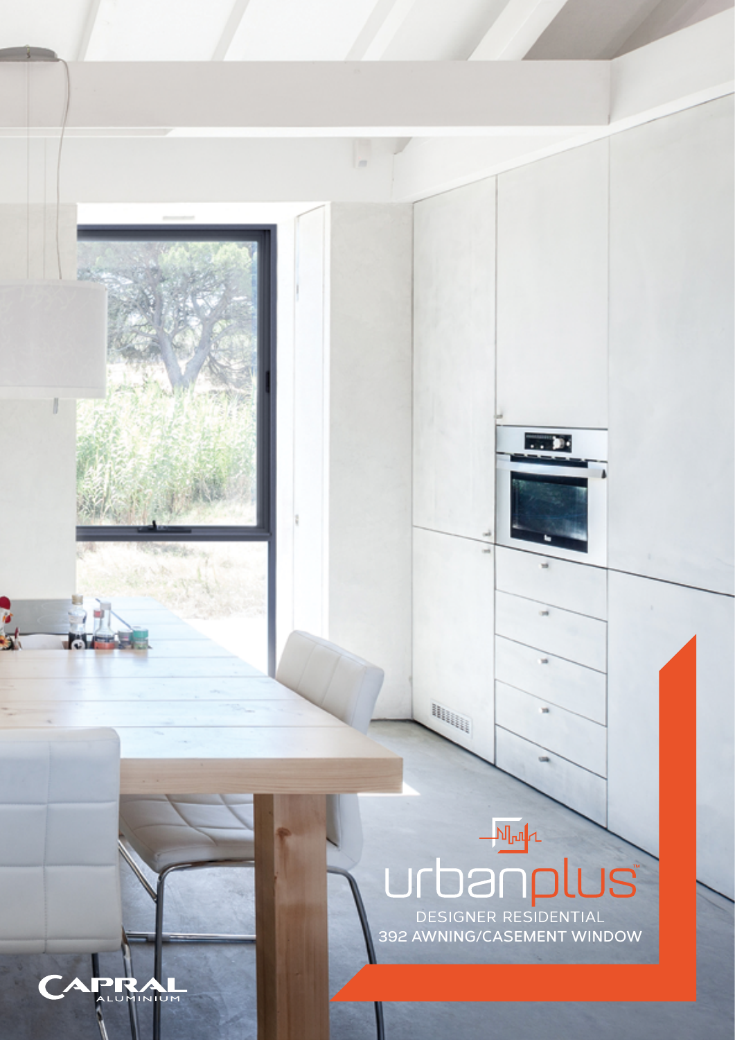# urbanplus™

DESIGNER RESIDENTIAL

392 AWNING/CASEMENT WINDOW

CAPRAL ALUMINIUM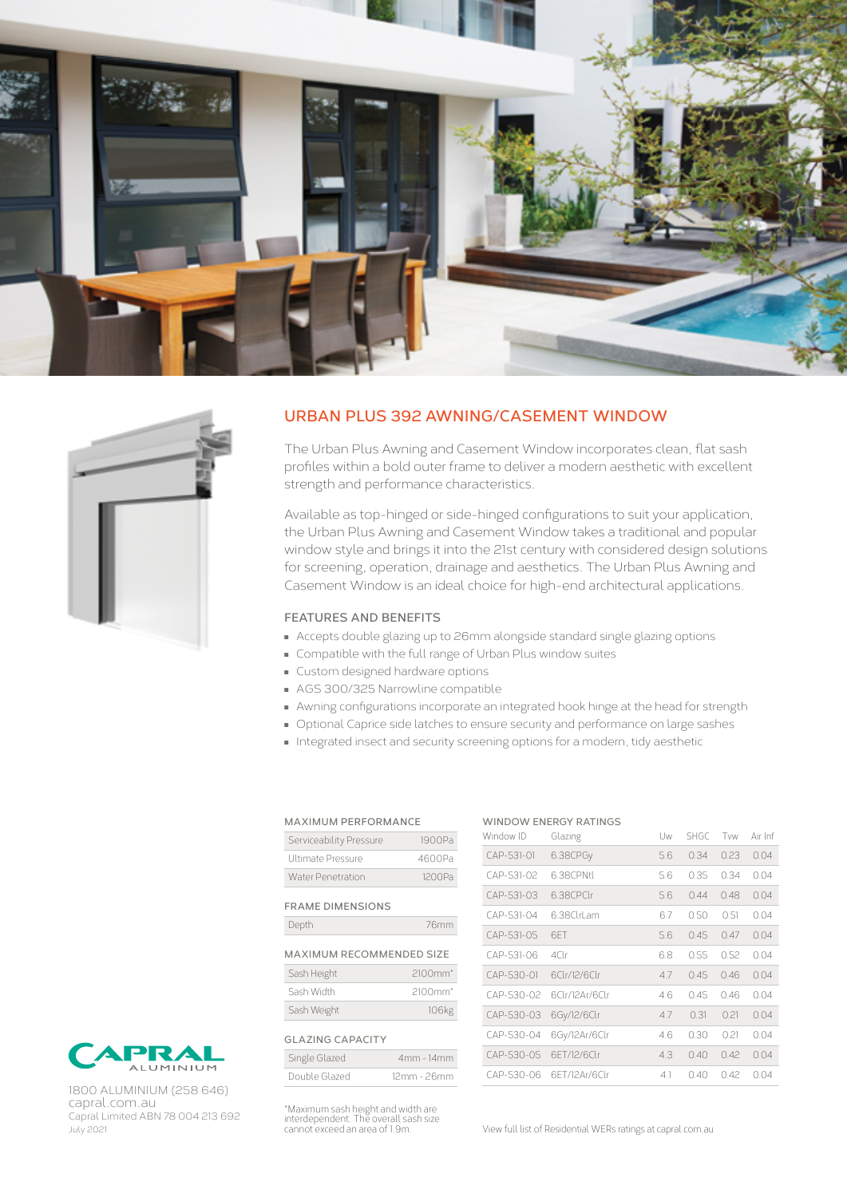## URBAN PLUS 392 AWNING/CASEMENT WINDOW

The Urban Plus Awning and Casement Window incorporates clean, flat sash profiles within a bold outer frame to deliver a modern aesthetic with excellent strength and performance characteristics.

Available as top-hinged or side-hinged configurations to suit your application, the Urban Plus Awning and Casement Window takes a traditional and popular window style and brings it into the 21st century with considered design solutions for screening, operation, drainage and aesthetics. The Urban Plus Awning and Casement Window is an ideal choice for high-end architectural applications.

### FEATURES AND BENEFITS

- Accepts double glazing up to 26mm alongside standard single glazing options
- Compatible with the full range of Urban Plus window suites
- Custom designed hardware options
- AGS 300/325 Narrowline compatible
- Awning configurations incorporate an integrated hook hinge at the head for strength
- Optional Caprice side latches to ensure security and performance on large sashes
- Integrated insect and security screening options for a modern, tidy aesthetic

### MAXIMUM PERFORMANCE

| | |
|---|---|
| Serviceability Pressure | 1900Pa |
| Ultimate Pressure | 4600Pa |
| Water Penetration | 1200Pa |

### FRAME DIMENSIONS

| | |
|---|---|
| Depth | 76mm |

### MAXIMUM RECOMMENDED SIZE

| | |
|---|---|
| Sash Height | 2100mm* |
| Sash Width | 2100mm* |
| Sash Weight | 106kg |

### GLAZING CAPACITY

| | |
|---|---|
| Single Glazed | 4mm - 14mm |
| Double Glazed | 12mm - 26mm |

*Maximum sash height and width are interdependent. The overall sash size cannot exceed an area of 1.9m.

### WINDOW ENERGY RATINGS

| Window ID | Glazing | Uw | SHGC | Tvw | Air Inf |
|---|---|---|---|---|---|
| CAP-531-01 | 6.38CPGy | 5.6 | 0.34 | 0.23 | 0.04 |
| CAP-531-02 | 6.38CPNtl | 5.6 | 0.35 | 0.34 | 0.04 |
| CAP-531-03 | 6.38CPClr | 5.6 | 0.44 | 0.48 | 0.04 |
| CAP-531-04 | 6.38ClrLam | 6.7 | 0.50 | 0.51 | 0.04 |
| CAP-531-05 | 6ET | 5.6 | 0.45 | 0.47 | 0.04 |
| CAP-531-06 | 4Clr | 6.8 | 0.55 | 0.52 | 0.04 |
| CAP-530-01 | 6Clr/12/6Clr | 4.7 | 0.45 | 0.46 | 0.04 |
| CAP-530-02 | 6Clr/12Ar/6Clr | 4.6 | 0.45 | 0.46 | 0.04 |
| CAP-530-03 | 6Gy/12/6Clr | 4.7 | 0.31 | 0.21 | 0.04 |
| CAP-530-04 | 6Gy/12Ar/6Clr | 4.6 | 0.30 | 0.21 | 0.04 |
| CAP-530-05 | 6ET/12/6Clr | 4.3 | 0.40 | 0.42 | 0.04 |
| CAP-530-06 | 6ET/12Ar/6Clr | 4.1 | 0.40 | 0.42 | 0.04 |

View full list of Residential WERs ratings at capral.com.au

CAPRAL ALUMINIUM

1800 ALUMINIUM (258 646)
capral.com.au
Capral Limited ABN 78 004 213 692
July 2021